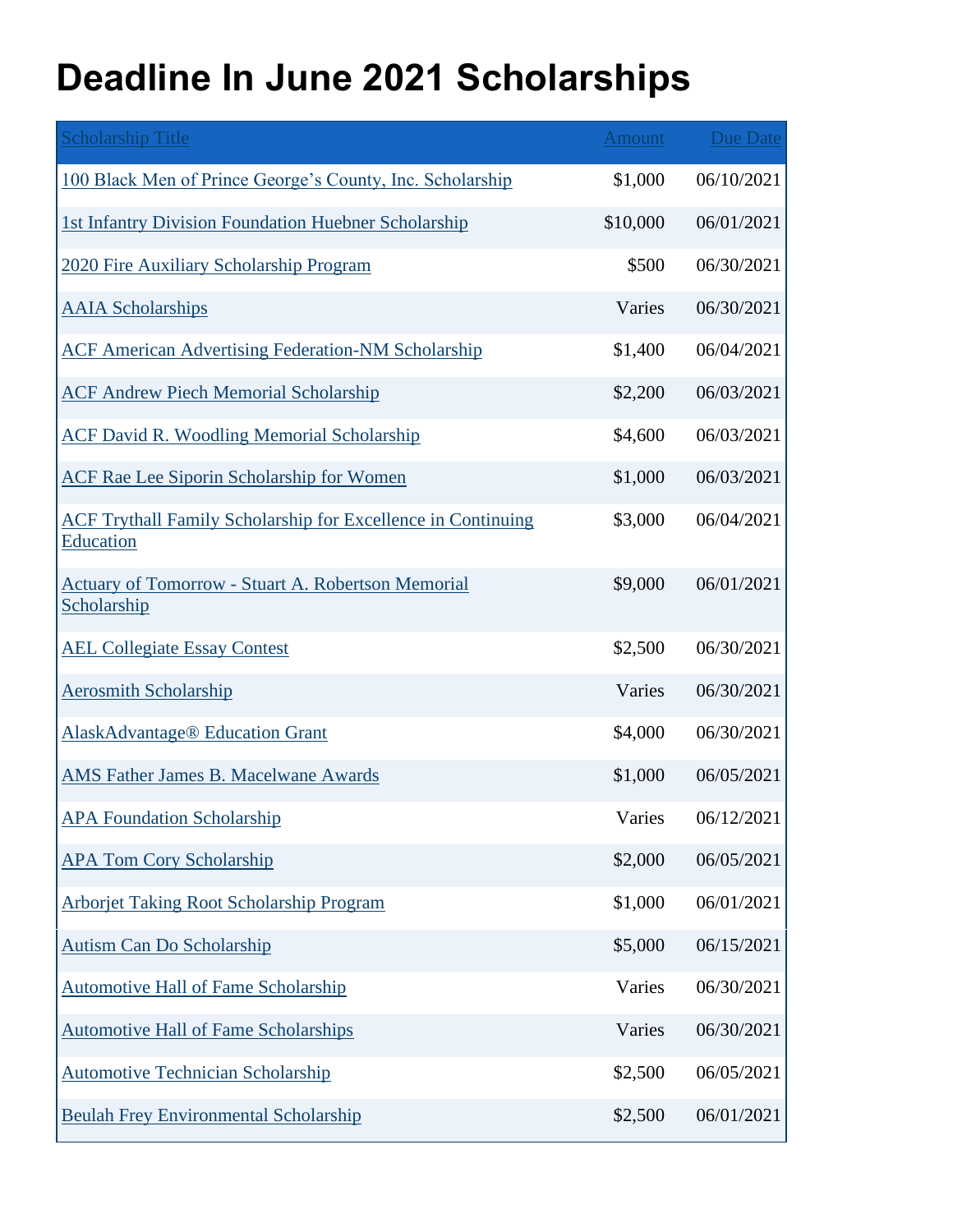# Deadline In June 2021 Scholarships

| Scholarship Title | Amount | Due Date |
|---|---|---|
| 100 Black Men of Prince George's County, Inc. Scholarship | $1,000 | 06/10/2021 |
| 1st Infantry Division Foundation Huebner Scholarship | $10,000 | 06/01/2021 |
| 2020 Fire Auxiliary Scholarship Program | $500 | 06/30/2021 |
| AAIA Scholarships | Varies | 06/30/2021 |
| ACF American Advertising Federation-NM Scholarship | $1,400 | 06/04/2021 |
| ACF Andrew Piech Memorial Scholarship | $2,200 | 06/03/2021 |
| ACF David R. Woodling Memorial Scholarship | $4,600 | 06/03/2021 |
| ACF Rae Lee Siporin Scholarship for Women | $1,000 | 06/03/2021 |
| ACF Trythall Family Scholarship for Excellence in Continuing Education | $3,000 | 06/04/2021 |
| Actuary of Tomorrow - Stuart A. Robertson Memorial Scholarship | $9,000 | 06/01/2021 |
| AEL Collegiate Essay Contest | $2,500 | 06/30/2021 |
| Aerosmith Scholarship | Varies | 06/30/2021 |
| AlaskAdvantage® Education Grant | $4,000 | 06/30/2021 |
| AMS Father James B. Macelwane Awards | $1,000 | 06/05/2021 |
| APA Foundation Scholarship | Varies | 06/12/2021 |
| APA Tom Cory Scholarship | $2,000 | 06/05/2021 |
| Arborjet Taking Root Scholarship Program | $1,000 | 06/01/2021 |
| Autism Can Do Scholarship | $5,000 | 06/15/2021 |
| Automotive Hall of Fame Scholarship | Varies | 06/30/2021 |
| Automotive Hall of Fame Scholarships | Varies | 06/30/2021 |
| Automotive Technician Scholarship | $2,500 | 06/05/2021 |
| Beulah Frey Environmental Scholarship | $2,500 | 06/01/2021 |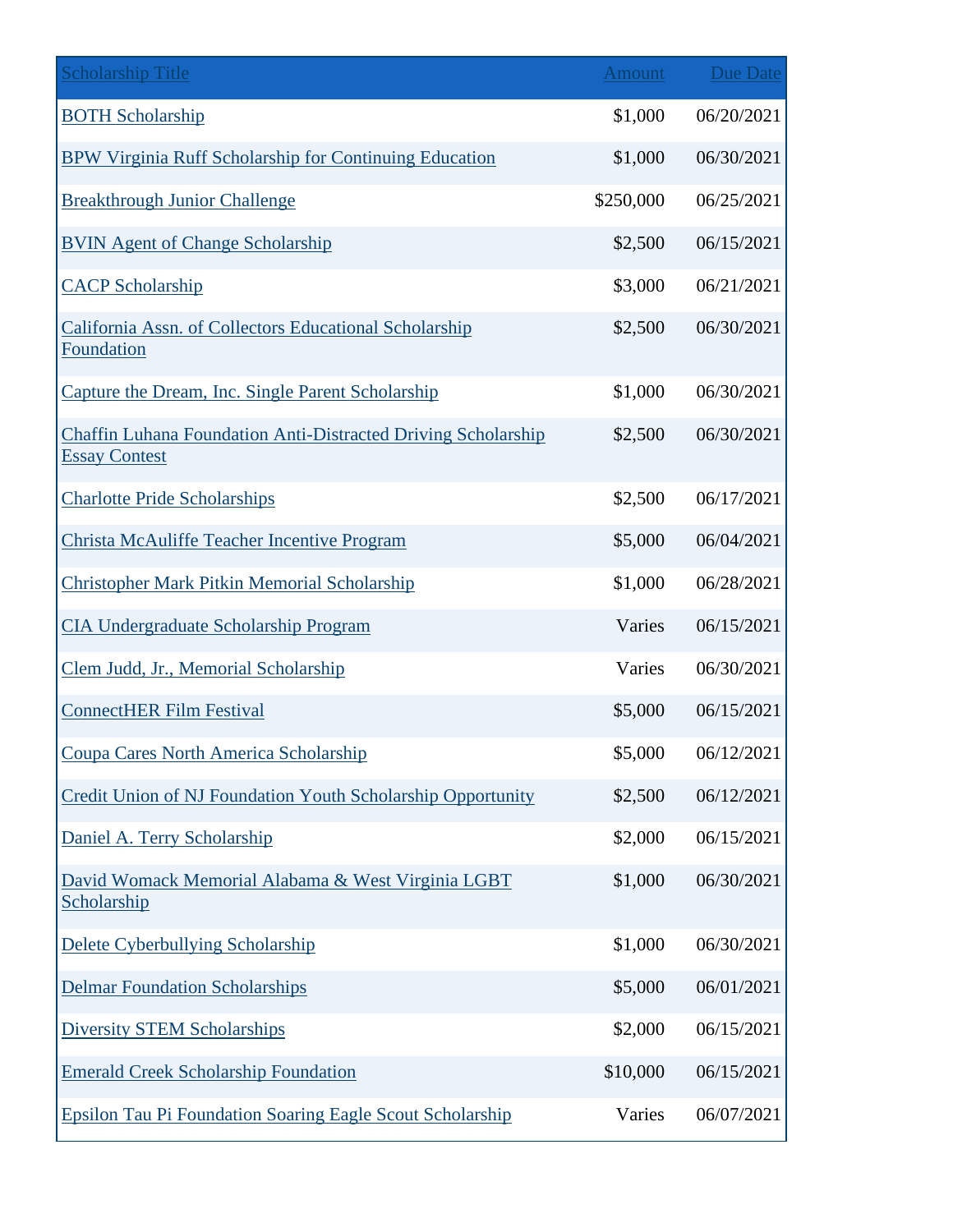| Scholarship Title | Amount | Due Date |
| --- | --- | --- |
| BOTH Scholarship | $1,000 | 06/20/2021 |
| BPW Virginia Ruff Scholarship for Continuing Education | $1,000 | 06/30/2021 |
| Breakthrough Junior Challenge | $250,000 | 06/25/2021 |
| BVIN Agent of Change Scholarship | $2,500 | 06/15/2021 |
| CACP Scholarship | $3,000 | 06/21/2021 |
| California Assn. of Collectors Educational Scholarship Foundation | $2,500 | 06/30/2021 |
| Capture the Dream, Inc. Single Parent Scholarship | $1,000 | 06/30/2021 |
| Chaffin Luhana Foundation Anti-Distracted Driving Scholarship Essay Contest | $2,500 | 06/30/2021 |
| Charlotte Pride Scholarships | $2,500 | 06/17/2021 |
| Christa McAuliffe Teacher Incentive Program | $5,000 | 06/04/2021 |
| Christopher Mark Pitkin Memorial Scholarship | $1,000 | 06/28/2021 |
| CIA Undergraduate Scholarship Program | Varies | 06/15/2021 |
| Clem Judd, Jr., Memorial Scholarship | Varies | 06/30/2021 |
| ConnectHER Film Festival | $5,000 | 06/15/2021 |
| Coupa Cares North America Scholarship | $5,000 | 06/12/2021 |
| Credit Union of NJ Foundation Youth Scholarship Opportunity | $2,500 | 06/12/2021 |
| Daniel A. Terry Scholarship | $2,000 | 06/15/2021 |
| David Womack Memorial Alabama & West Virginia LGBT Scholarship | $1,000 | 06/30/2021 |
| Delete Cyberbullying Scholarship | $1,000 | 06/30/2021 |
| Delmar Foundation Scholarships | $5,000 | 06/01/2021 |
| Diversity STEM Scholarships | $2,000 | 06/15/2021 |
| Emerald Creek Scholarship Foundation | $10,000 | 06/15/2021 |
| Epsilon Tau Pi Foundation Soaring Eagle Scout Scholarship | Varies | 06/07/2021 |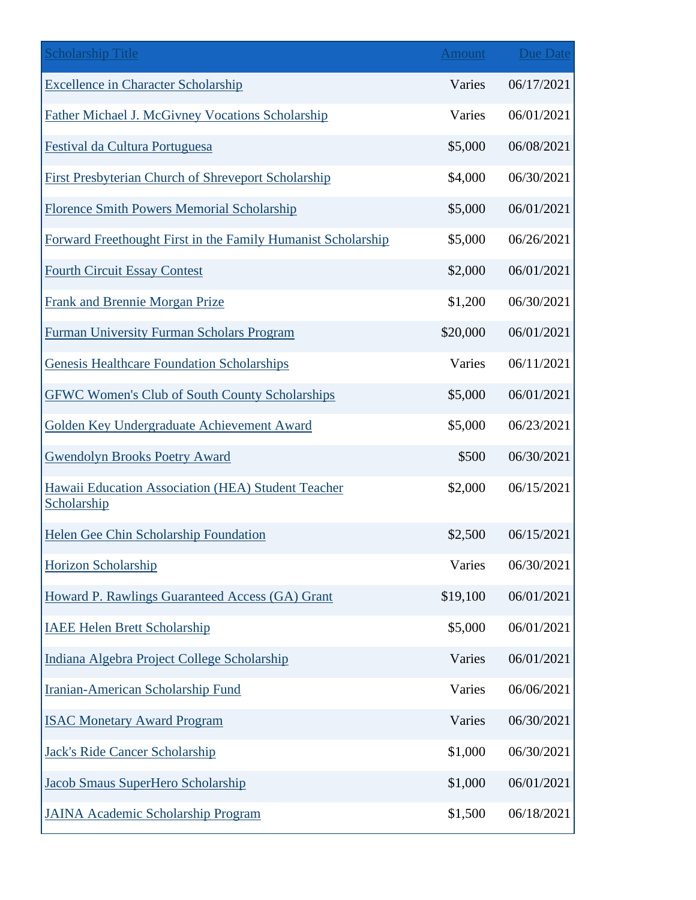| Scholarship Title | Amount | Due Date |
| --- | --- | --- |
| Excellence in Character Scholarship | Varies | 06/17/2021 |
| Father Michael J. McGivney Vocations Scholarship | Varies | 06/01/2021 |
| Festival da Cultura Portuguesa | $5,000 | 06/08/2021 |
| First Presbyterian Church of Shreveport Scholarship | $4,000 | 06/30/2021 |
| Florence Smith Powers Memorial Scholarship | $5,000 | 06/01/2021 |
| Forward Freethought First in the Family Humanist Scholarship | $5,000 | 06/26/2021 |
| Fourth Circuit Essay Contest | $2,000 | 06/01/2021 |
| Frank and Brennie Morgan Prize | $1,200 | 06/30/2021 |
| Furman University Furman Scholars Program | $20,000 | 06/01/2021 |
| Genesis Healthcare Foundation Scholarships | Varies | 06/11/2021 |
| GFWC Women's Club of South County Scholarships | $5,000 | 06/01/2021 |
| Golden Key Undergraduate Achievement Award | $5,000 | 06/23/2021 |
| Gwendolyn Brooks Poetry Award | $500 | 06/30/2021 |
| Hawaii Education Association (HEA) Student Teacher Scholarship | $2,000 | 06/15/2021 |
| Helen Gee Chin Scholarship Foundation | $2,500 | 06/15/2021 |
| Horizon Scholarship | Varies | 06/30/2021 |
| Howard P. Rawlings Guaranteed Access (GA) Grant | $19,100 | 06/01/2021 |
| IAEE Helen Brett Scholarship | $5,000 | 06/01/2021 |
| Indiana Algebra Project College Scholarship | Varies | 06/01/2021 |
| Iranian-American Scholarship Fund | Varies | 06/06/2021 |
| ISAC Monetary Award Program | Varies | 06/30/2021 |
| Jack's Ride Cancer Scholarship | $1,000 | 06/30/2021 |
| Jacob Smaus SuperHero Scholarship | $1,000 | 06/01/2021 |
| JAINA Academic Scholarship Program | $1,500 | 06/18/2021 |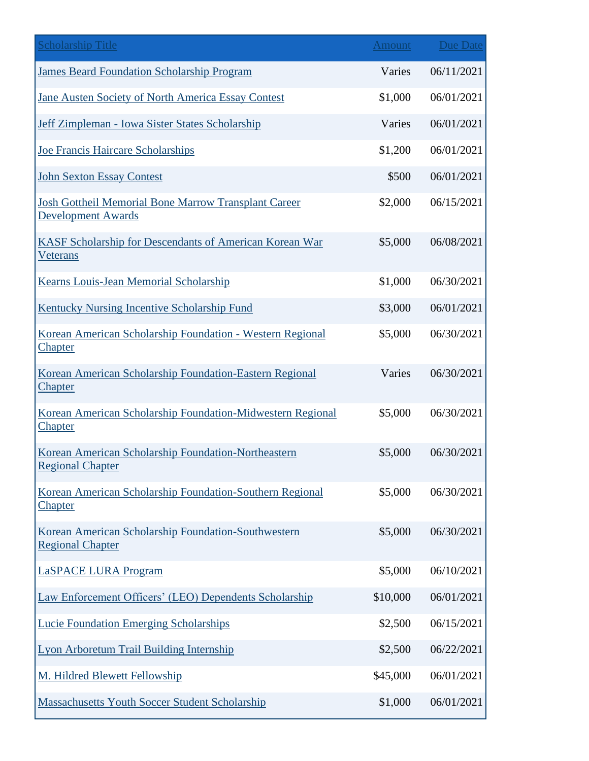| Scholarship Title | Amount | Due Date |
|---|---|---|
| James Beard Foundation Scholarship Program | Varies | 06/11/2021 |
| Jane Austen Society of North America Essay Contest | $1,000 | 06/01/2021 |
| Jeff Zimpleman - Iowa Sister States Scholarship | Varies | 06/01/2021 |
| Joe Francis Haircare Scholarships | $1,200 | 06/01/2021 |
| John Sexton Essay Contest | $500 | 06/01/2021 |
| Josh Gottheil Memorial Bone Marrow Transplant Career Development Awards | $2,000 | 06/15/2021 |
| KASF Scholarship for Descendants of American Korean War Veterans | $5,000 | 06/08/2021 |
| Kearns Louis-Jean Memorial Scholarship | $1,000 | 06/30/2021 |
| Kentucky Nursing Incentive Scholarship Fund | $3,000 | 06/01/2021 |
| Korean American Scholarship Foundation - Western Regional Chapter | $5,000 | 06/30/2021 |
| Korean American Scholarship Foundation-Eastern Regional Chapter | Varies | 06/30/2021 |
| Korean American Scholarship Foundation-Midwestern Regional Chapter | $5,000 | 06/30/2021 |
| Korean American Scholarship Foundation-Northeastern Regional Chapter | $5,000 | 06/30/2021 |
| Korean American Scholarship Foundation-Southern Regional Chapter | $5,000 | 06/30/2021 |
| Korean American Scholarship Foundation-Southwestern Regional Chapter | $5,000 | 06/30/2021 |
| LaSPACE LURA Program | $5,000 | 06/10/2021 |
| Law Enforcement Officers' (LEO) Dependents Scholarship | $10,000 | 06/01/2021 |
| Lucie Foundation Emerging Scholarships | $2,500 | 06/15/2021 |
| Lyon Arboretum Trail Building Internship | $2,500 | 06/22/2021 |
| M. Hildred Blewett Fellowship | $45,000 | 06/01/2021 |
| Massachusetts Youth Soccer Student Scholarship | $1,000 | 06/01/2021 |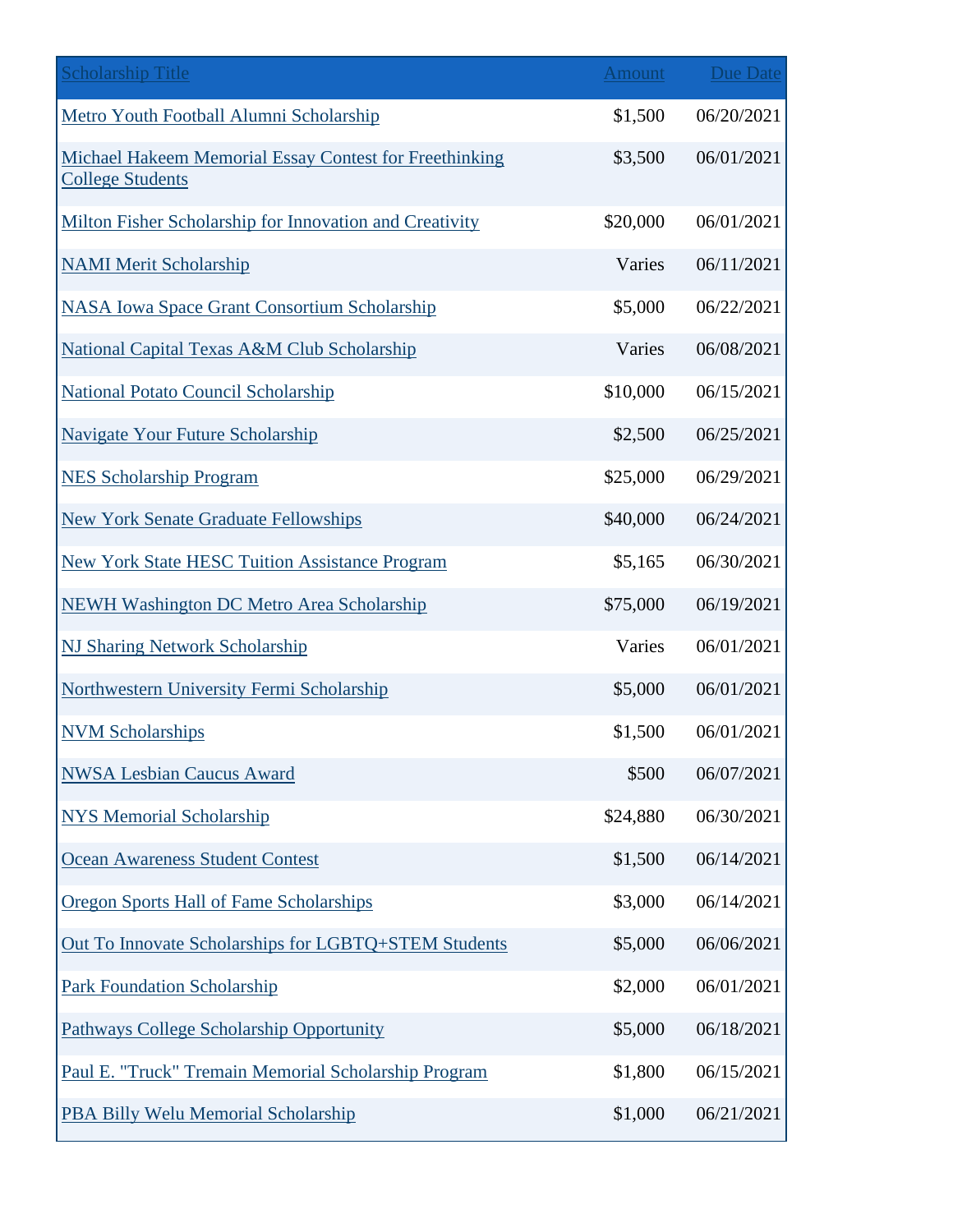| Scholarship Title | Amount | Due Date |
|---|---|---|
| Metro Youth Football Alumni Scholarship | $1,500 | 06/20/2021 |
| Michael Hakeem Memorial Essay Contest for Freethinking College Students | $3,500 | 06/01/2021 |
| Milton Fisher Scholarship for Innovation and Creativity | $20,000 | 06/01/2021 |
| NAMI Merit Scholarship | Varies | 06/11/2021 |
| NASA Iowa Space Grant Consortium Scholarship | $5,000 | 06/22/2021 |
| National Capital Texas A&M Club Scholarship | Varies | 06/08/2021 |
| National Potato Council Scholarship | $10,000 | 06/15/2021 |
| Navigate Your Future Scholarship | $2,500 | 06/25/2021 |
| NES Scholarship Program | $25,000 | 06/29/2021 |
| New York Senate Graduate Fellowships | $40,000 | 06/24/2021 |
| New York State HESC Tuition Assistance Program | $5,165 | 06/30/2021 |
| NEWH Washington DC Metro Area Scholarship | $75,000 | 06/19/2021 |
| NJ Sharing Network Scholarship | Varies | 06/01/2021 |
| Northwestern University Fermi Scholarship | $5,000 | 06/01/2021 |
| NVM Scholarships | $1,500 | 06/01/2021 |
| NWSA Lesbian Caucus Award | $500 | 06/07/2021 |
| NYS Memorial Scholarship | $24,880 | 06/30/2021 |
| Ocean Awareness Student Contest | $1,500 | 06/14/2021 |
| Oregon Sports Hall of Fame Scholarships | $3,000 | 06/14/2021 |
| Out To Innovate Scholarships for LGBTQ+STEM Students | $5,000 | 06/06/2021 |
| Park Foundation Scholarship | $2,000 | 06/01/2021 |
| Pathways College Scholarship Opportunity | $5,000 | 06/18/2021 |
| Paul E. "Truck" Tremain Memorial Scholarship Program | $1,800 | 06/15/2021 |
| PBA Billy Welu Memorial Scholarship | $1,000 | 06/21/2021 |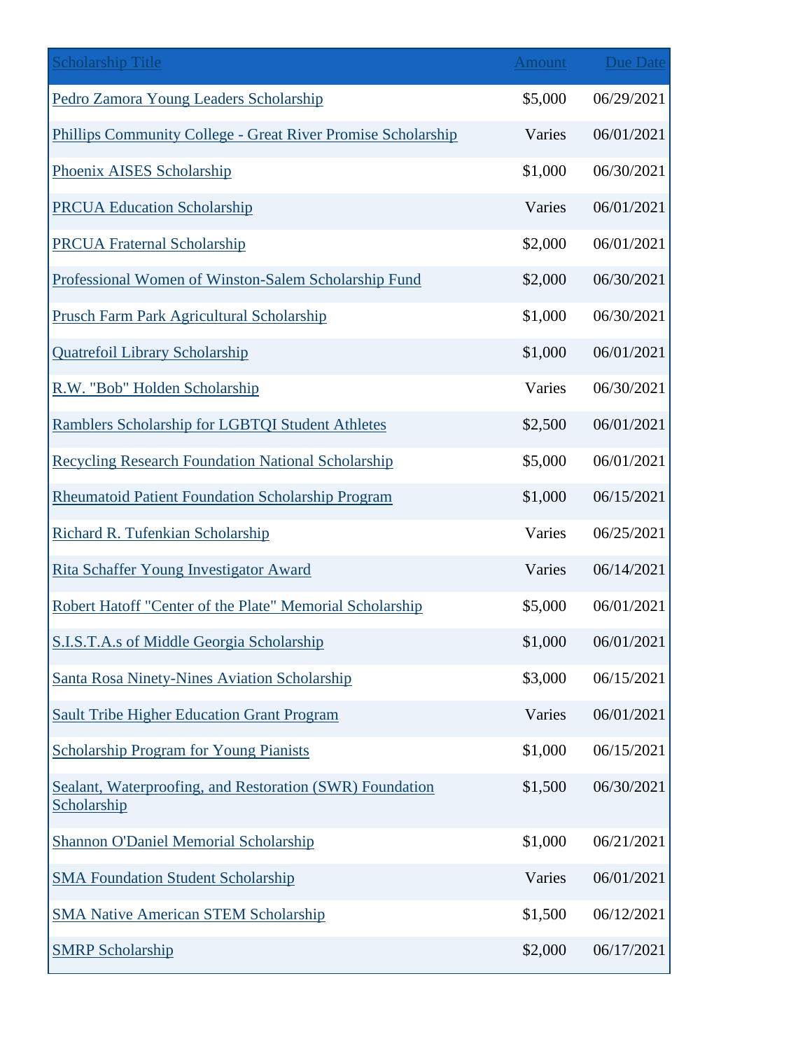| Scholarship Title | Amount | Due Date |
| --- | --- | --- |
| Pedro Zamora Young Leaders Scholarship | $5,000 | 06/29/2021 |
| Phillips Community College - Great River Promise Scholarship | Varies | 06/01/2021 |
| Phoenix AISES Scholarship | $1,000 | 06/30/2021 |
| PRCUA Education Scholarship | Varies | 06/01/2021 |
| PRCUA Fraternal Scholarship | $2,000 | 06/01/2021 |
| Professional Women of Winston-Salem Scholarship Fund | $2,000 | 06/30/2021 |
| Prusch Farm Park Agricultural Scholarship | $1,000 | 06/30/2021 |
| Quatrefoil Library Scholarship | $1,000 | 06/01/2021 |
| R.W. "Bob" Holden Scholarship | Varies | 06/30/2021 |
| Ramblers Scholarship for LGBTQI Student Athletes | $2,500 | 06/01/2021 |
| Recycling Research Foundation National Scholarship | $5,000 | 06/01/2021 |
| Rheumatoid Patient Foundation Scholarship Program | $1,000 | 06/15/2021 |
| Richard R. Tufenkian Scholarship | Varies | 06/25/2021 |
| Rita Schaffer Young Investigator Award | Varies | 06/14/2021 |
| Robert Hatoff "Center of the Plate" Memorial Scholarship | $5,000 | 06/01/2021 |
| S.I.S.T.A.s of Middle Georgia Scholarship | $1,000 | 06/01/2021 |
| Santa Rosa Ninety-Nines Aviation Scholarship | $3,000 | 06/15/2021 |
| Sault Tribe Higher Education Grant Program | Varies | 06/01/2021 |
| Scholarship Program for Young Pianists | $1,000 | 06/15/2021 |
| Sealant, Waterproofing, and Restoration (SWR) Foundation Scholarship | $1,500 | 06/30/2021 |
| Shannon O'Daniel Memorial Scholarship | $1,000 | 06/21/2021 |
| SMA Foundation Student Scholarship | Varies | 06/01/2021 |
| SMA Native American STEM Scholarship | $1,500 | 06/12/2021 |
| SMRP Scholarship | $2,000 | 06/17/2021 |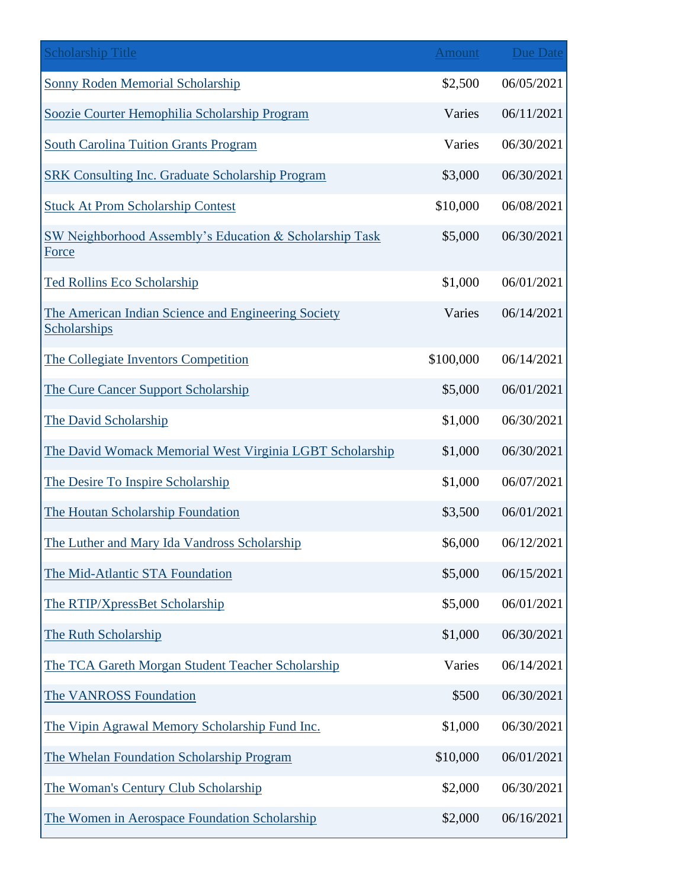| Scholarship Title | Amount | Due Date |
| --- | --- | --- |
| Sonny Roden Memorial Scholarship | $2,500 | 06/05/2021 |
| Soozie Courter Hemophilia Scholarship Program | Varies | 06/11/2021 |
| South Carolina Tuition Grants Program | Varies | 06/30/2021 |
| SRK Consulting Inc. Graduate Scholarship Program | $3,000 | 06/30/2021 |
| Stuck At Prom Scholarship Contest | $10,000 | 06/08/2021 |
| SW Neighborhood Assembly’s Education & Scholarship Task Force | $5,000 | 06/30/2021 |
| Ted Rollins Eco Scholarship | $1,000 | 06/01/2021 |
| The American Indian Science and Engineering Society Scholarships | Varies | 06/14/2021 |
| The Collegiate Inventors Competition | $100,000 | 06/14/2021 |
| The Cure Cancer Support Scholarship | $5,000 | 06/01/2021 |
| The David Scholarship | $1,000 | 06/30/2021 |
| The David Womack Memorial West Virginia LGBT Scholarship | $1,000 | 06/30/2021 |
| The Desire To Inspire Scholarship | $1,000 | 06/07/2021 |
| The Houtan Scholarship Foundation | $3,500 | 06/01/2021 |
| The Luther and Mary Ida Vandross Scholarship | $6,000 | 06/12/2021 |
| The Mid-Atlantic STA Foundation | $5,000 | 06/15/2021 |
| The RTIP/XpressBet Scholarship | $5,000 | 06/01/2021 |
| The Ruth Scholarship | $1,000 | 06/30/2021 |
| The TCA Gareth Morgan Student Teacher Scholarship | Varies | 06/14/2021 |
| The VANROSS Foundation | $500 | 06/30/2021 |
| The Vipin Agrawal Memory Scholarship Fund Inc. | $1,000 | 06/30/2021 |
| The Whelan Foundation Scholarship Program | $10,000 | 06/01/2021 |
| The Woman's Century Club Scholarship | $2,000 | 06/30/2021 |
| The Women in Aerospace Foundation Scholarship | $2,000 | 06/16/2021 |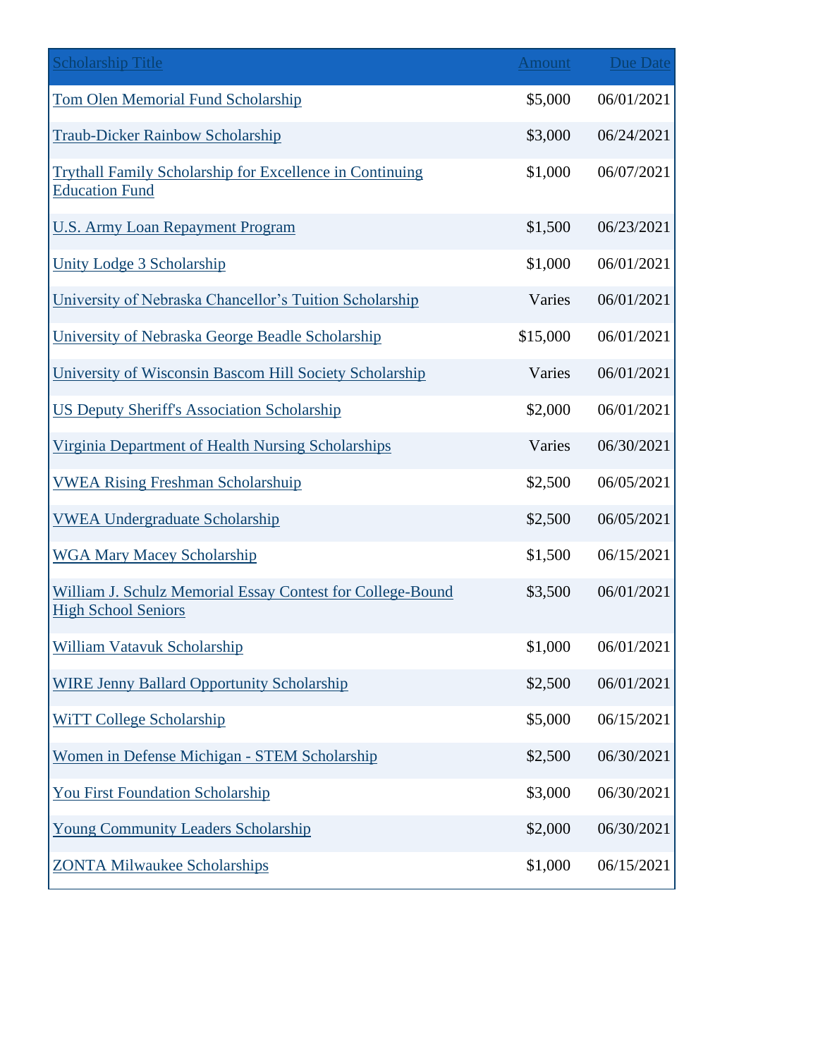| Scholarship Title | Amount | Due Date |
|---|---|---|
| Tom Olen Memorial Fund Scholarship | $5,000 | 06/01/2021 |
| Traub-Dicker Rainbow Scholarship | $3,000 | 06/24/2021 |
| Trythall Family Scholarship for Excellence in Continuing Education Fund | $1,000 | 06/07/2021 |
| U.S. Army Loan Repayment Program | $1,500 | 06/23/2021 |
| Unity Lodge 3 Scholarship | $1,000 | 06/01/2021 |
| University of Nebraska Chancellor's Tuition Scholarship | Varies | 06/01/2021 |
| University of Nebraska George Beadle Scholarship | $15,000 | 06/01/2021 |
| University of Wisconsin Bascom Hill Society Scholarship | Varies | 06/01/2021 |
| US Deputy Sheriff's Association Scholarship | $2,000 | 06/01/2021 |
| Virginia Department of Health Nursing Scholarships | Varies | 06/30/2021 |
| VWEA Rising Freshman Scholarshuip | $2,500 | 06/05/2021 |
| VWEA Undergraduate Scholarship | $2,500 | 06/05/2021 |
| WGA Mary Macey Scholarship | $1,500 | 06/15/2021 |
| William J. Schulz Memorial Essay Contest for College-Bound High School Seniors | $3,500 | 06/01/2021 |
| William Vatavuk Scholarship | $1,000 | 06/01/2021 |
| WIRE Jenny Ballard Opportunity Scholarship | $2,500 | 06/01/2021 |
| WiTT College Scholarship | $5,000 | 06/15/2021 |
| Women in Defense Michigan - STEM Scholarship | $2,500 | 06/30/2021 |
| You First Foundation Scholarship | $3,000 | 06/30/2021 |
| Young Community Leaders Scholarship | $2,000 | 06/30/2021 |
| ZONTA Milwaukee Scholarships | $1,000 | 06/15/2021 |